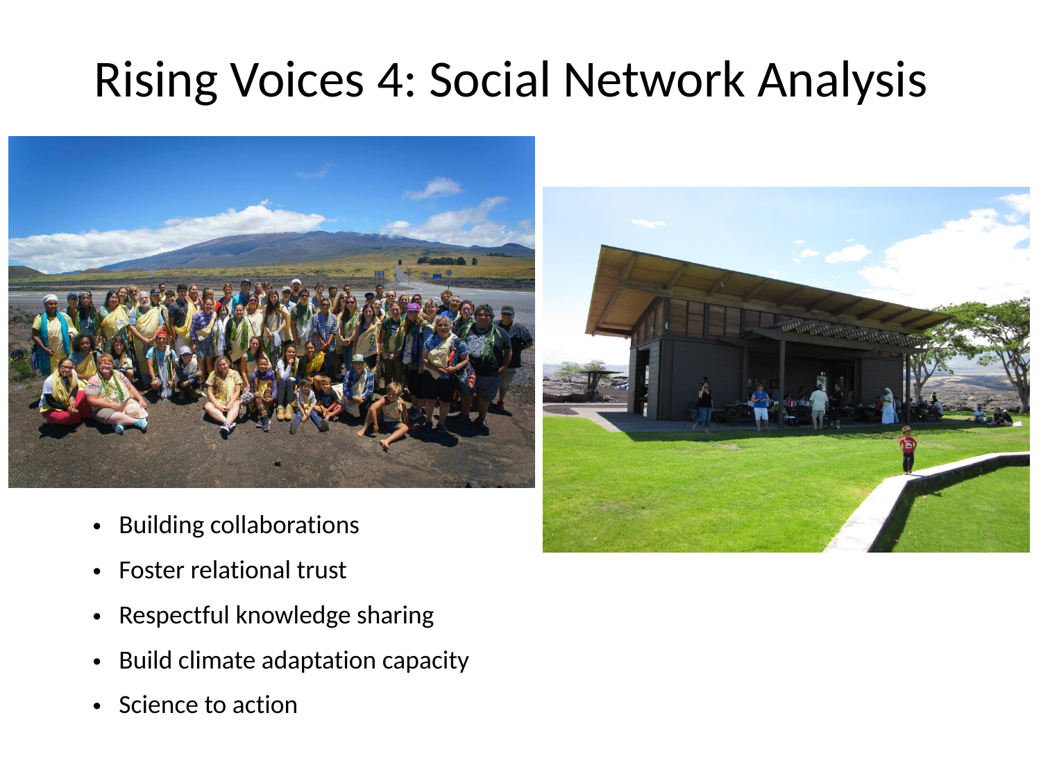# Rising Voices 4: Social Network Analysis

- Building collaborations
- Foster relational trust
- Respectful knowledge sharing
- Build climate adaptation capacity
- Science to action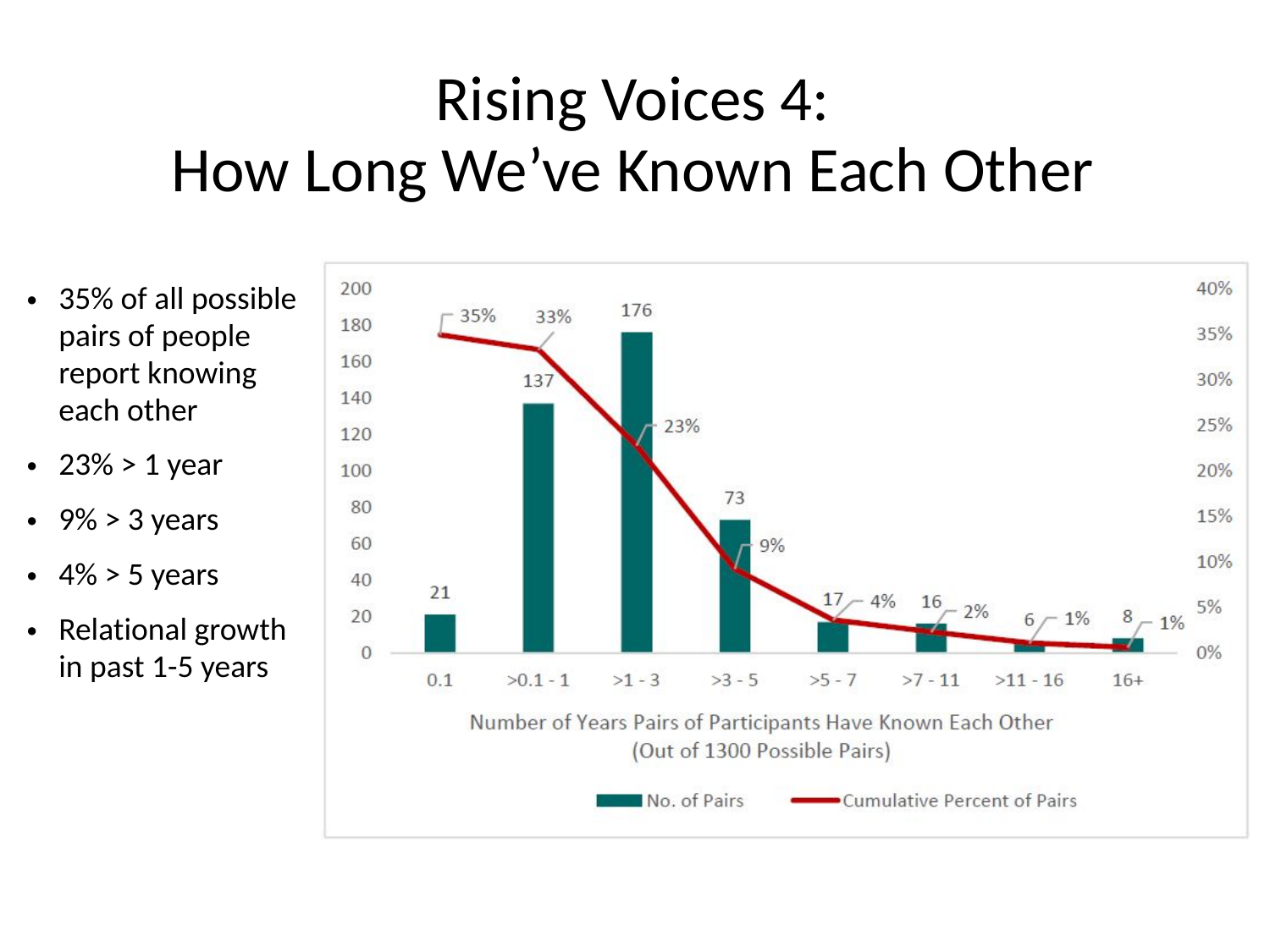# Rising Voices 4:
# How Long We've Known Each Other

- 35% of all possible pairs of people report knowing each other
- 23% > 1 year
- 9% > 3 years
- 4% > 5 years
- Relational growth in past 1-5 years

| Number of Years Pairs of Participants Have Known Each Other (Out of 1300 Possible Pairs) | No. of Pairs | Cumulative Percent of Pairs |
|---|---|---|
| 0.1 | 21 | 35% |
| >0.1 - 1 | 137 | 33% |
| >1 - 3 | 176 | 23% |
| >3 - 5 | 73 | 9% |
| >5 - 7 | 17 | 4% |
| >7 - 11 | 16 | 2% |
| >11 - 16 | 6 | 1% |
| 16+ | 8 | 1% |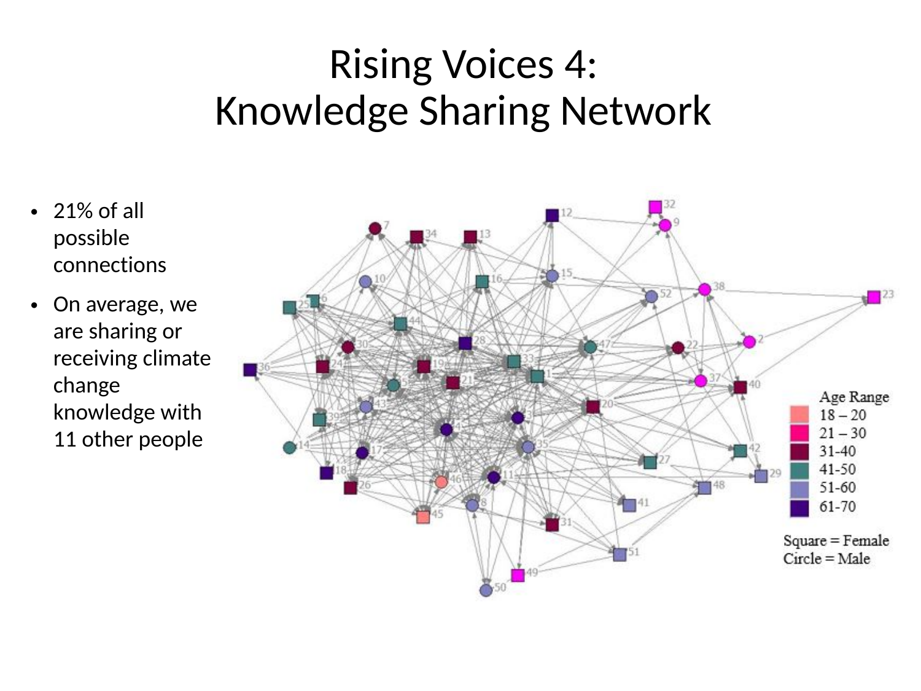# Rising Voices 4: Knowledge Sharing Network

- 21% of all possible connections
- On average, we are sharing or receiving climate change knowledge with 11 other people

Age Range

- 18 – 20
- 21 – 30
- 31-40
- 41-50
- 51-60
- 61-70

Square = Female
Circle = Male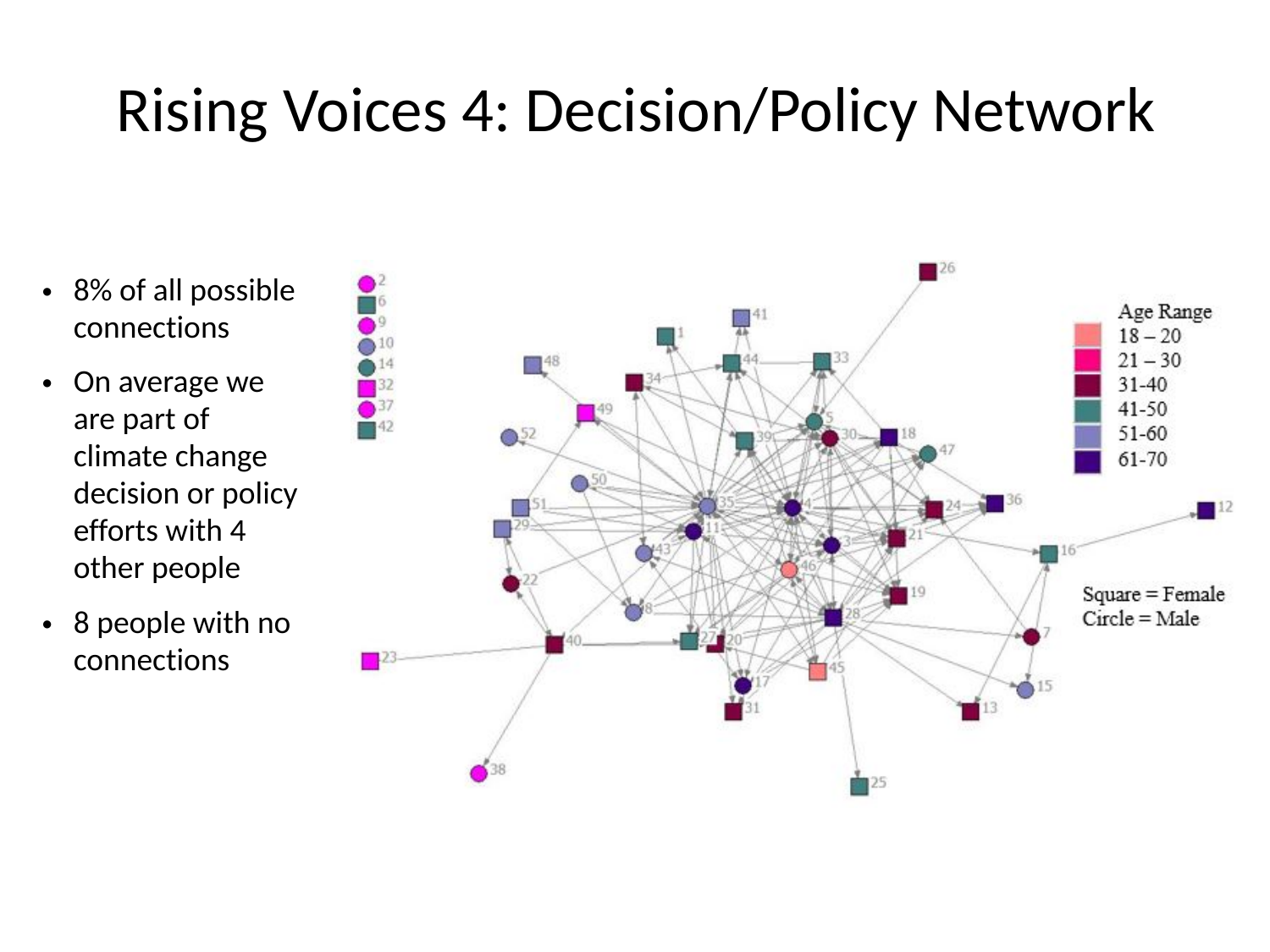# Rising Voices 4: Decision/Policy Network

- 8% of all possible connections
- On average we are part of climate change decision or policy efforts with 4 other people
- 8 people with no connections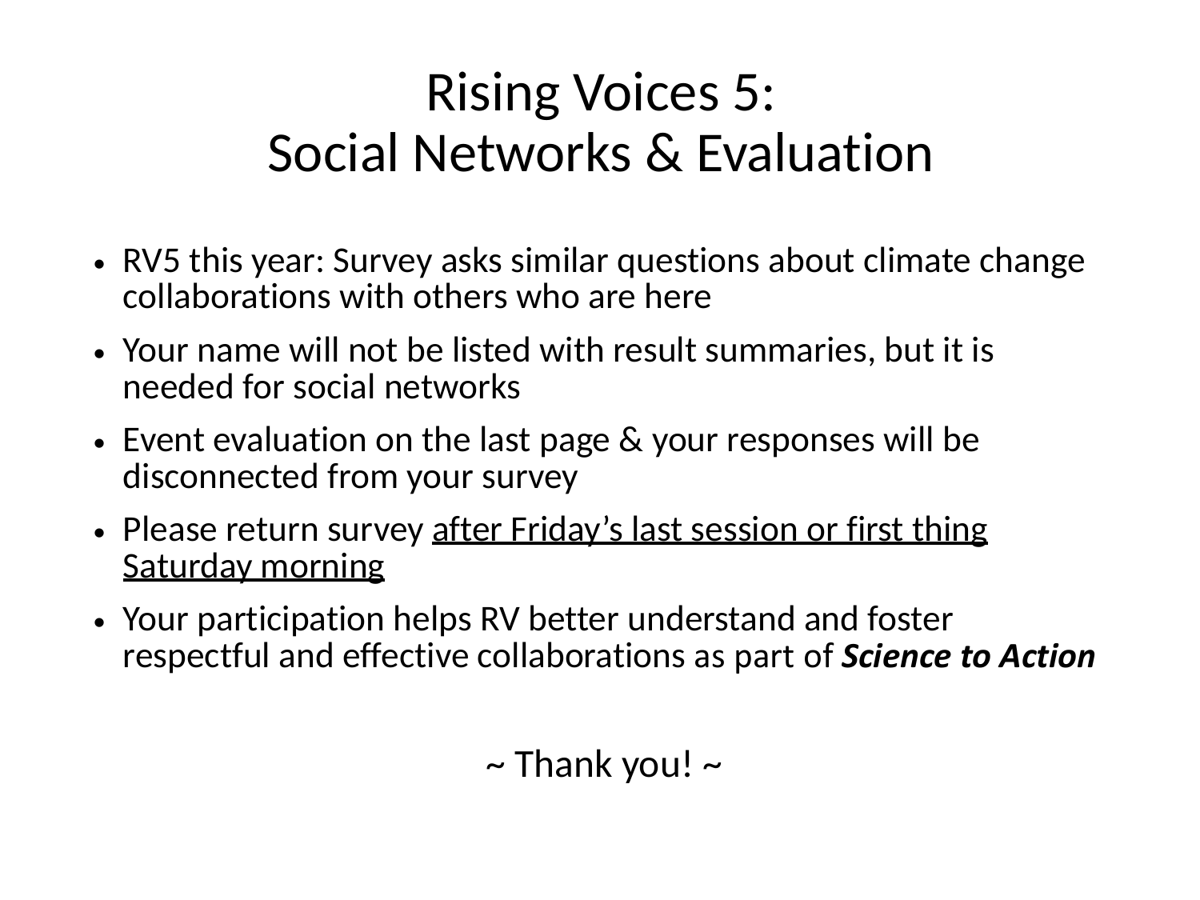# Rising Voices 5:
# Social Networks & Evaluation

- RV5 this year: Survey asks similar questions about climate change collaborations with others who are here
- Your name will not be listed with result summaries, but it is needed for social networks
- Event evaluation on the last page & your responses will be disconnected from your survey
- Please return survey <u>after Friday's last session or first thing Saturday morning</u>
- Your participation helps RV better understand and foster respectful and effective collaborations as part of ***Science to Action***

~ Thank you! ~